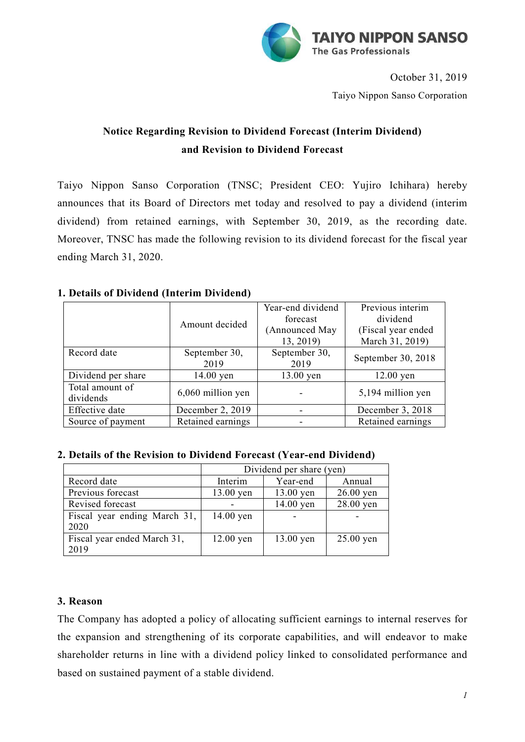October 31, 2019

Taiyo Nippon Sanso Corporation

## Notice Regarding Revision to Dividend Forecast (Interim Dividend) and Revision to Dividend Forecast

Taiyo Nippon Sanso Corporation (TNSC; President CEO: Yujiro Ichihara) hereby announces that its Board of Directors met today and resolved to pay a dividend (interim dividend) from retained earnings, with September 30, 2019, as the recording date. Moreover, TNSC has made the following revision to its dividend forecast for the fiscal year ending March 31, 2020.

### 1. Details of Dividend (Interim Dividend)

| | Amount decided | Year-end dividend forecast (Announced May 13, 2019) | Previous interim dividend (Fiscal year ended March 31, 2019) |
|---|---|---|---|
| Record date | September 30, 2019 | September 30, 2019 | September 30, 2018 |
| Dividend per share | 14.00 yen | 13.00 yen | 12.00 yen |
| Total amount of dividends | 6,060 million yen | - | 5,194 million yen |
| Effective date | December 2, 2019 | - | December 3, 2018 |
| Source of payment | Retained earnings | - | Retained earnings |

### 2. Details of the Revision to Dividend Forecast (Year-end Dividend)

| | Dividend per share (yen) | | |
|---|---|---|---|
| Record date | Interim | Year-end | Annual |
| Previous forecast | 13.00 yen | 13.00 yen | 26.00 yen |
| Revised forecast | - | 14.00 yen | 28.00 yen |
| Fiscal year ending March 31, 2020 | 14.00 yen | - | - |
| Fiscal year ended March 31, 2019 | 12.00 yen | 13.00 yen | 25.00 yen |

### 3. Reason

The Company has adopted a policy of allocating sufficient earnings to internal reserves for the expansion and strengthening of its corporate capabilities, and will endeavor to make shareholder returns in line with a dividend policy linked to consolidated performance and based on sustained payment of a stable dividend.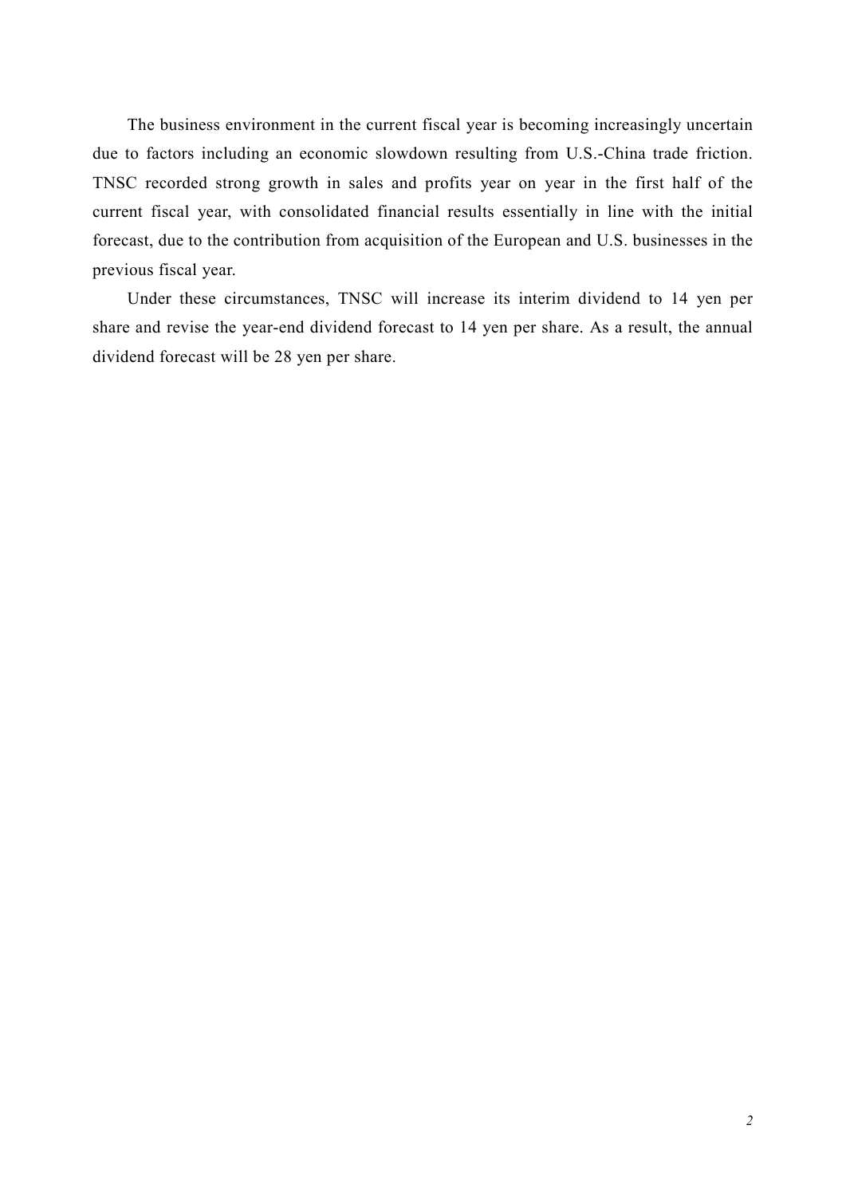The business environment in the current fiscal year is becoming increasingly uncertain due to factors including an economic slowdown resulting from U.S.-China trade friction. TNSC recorded strong growth in sales and profits year on year in the first half of the current fiscal year, with consolidated financial results essentially in line with the initial forecast, due to the contribution from acquisition of the European and U.S. businesses in the previous fiscal year.

Under these circumstances, TNSC will increase its interim dividend to 14 yen per share and revise the year-end dividend forecast to 14 yen per share. As a result, the annual dividend forecast will be 28 yen per share.